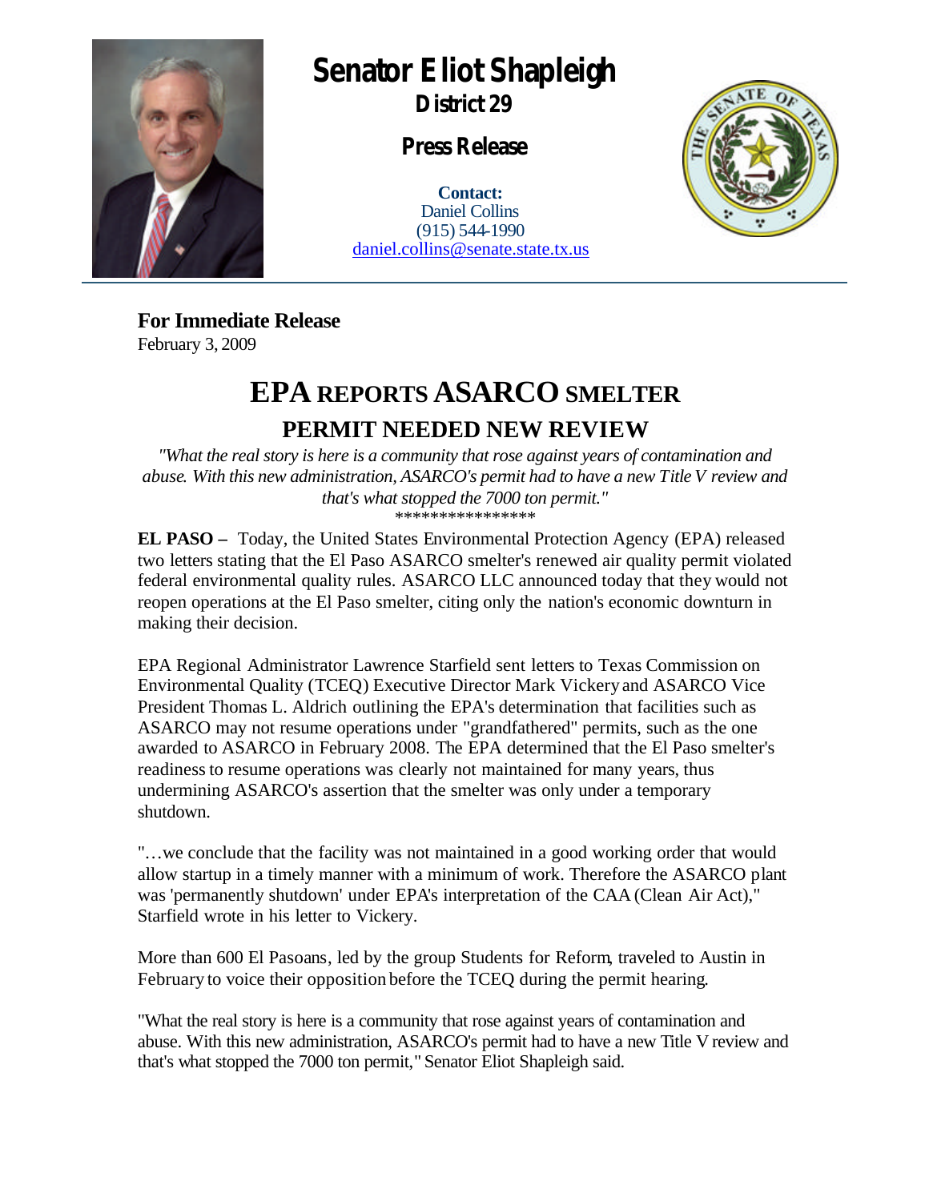# Senator Eliot Shapleigh

**District 29**

**Press Release**

**Contact:**
Daniel Collins
(915) 544-1990
daniel.collins@senate.state.tx.us

**For Immediate Release**
February 3, 2009

# EPA REPORTS ASARCO SMELTER PERMIT NEEDED NEW REVIEW

*"What the real story is here is a community that rose against years of contamination and abuse. With this new administration, ASARCO's permit had to have a new Title V review and that's what stopped the 7000 ton permit."*

****************

**EL PASO –** Today, the United States Environmental Protection Agency (EPA) released two letters stating that the El Paso ASARCO smelter's renewed air quality permit violated federal environmental quality rules. ASARCO LLC announced today that they would not reopen operations at the El Paso smelter, citing only the nation's economic downturn in making their decision.

EPA Regional Administrator Lawrence Starfield sent letters to Texas Commission on Environmental Quality (TCEQ) Executive Director Mark Vickery and ASARCO Vice President Thomas L. Aldrich outlining the EPA's determination that facilities such as ASARCO may not resume operations under "grandfathered" permits, such as the one awarded to ASARCO in February 2008. The EPA determined that the El Paso smelter's readiness to resume operations was clearly not maintained for many years, thus undermining ASARCO's assertion that the smelter was only under a temporary shutdown.

"…we conclude that the facility was not maintained in a good working order that would allow startup in a timely manner with a minimum of work. Therefore the ASARCO plant was 'permanently shutdown' under EPA's interpretation of the CAA (Clean Air Act)," Starfield wrote in his letter to Vickery.

More than 600 El Pasoans, led by the group Students for Reform, traveled to Austin in February to voice their opposition before the TCEQ during the permit hearing.

"What the real story is here is a community that rose against years of contamination and abuse. With this new administration, ASARCO's permit had to have a new Title V review and that's what stopped the 7000 ton permit," Senator Eliot Shapleigh said.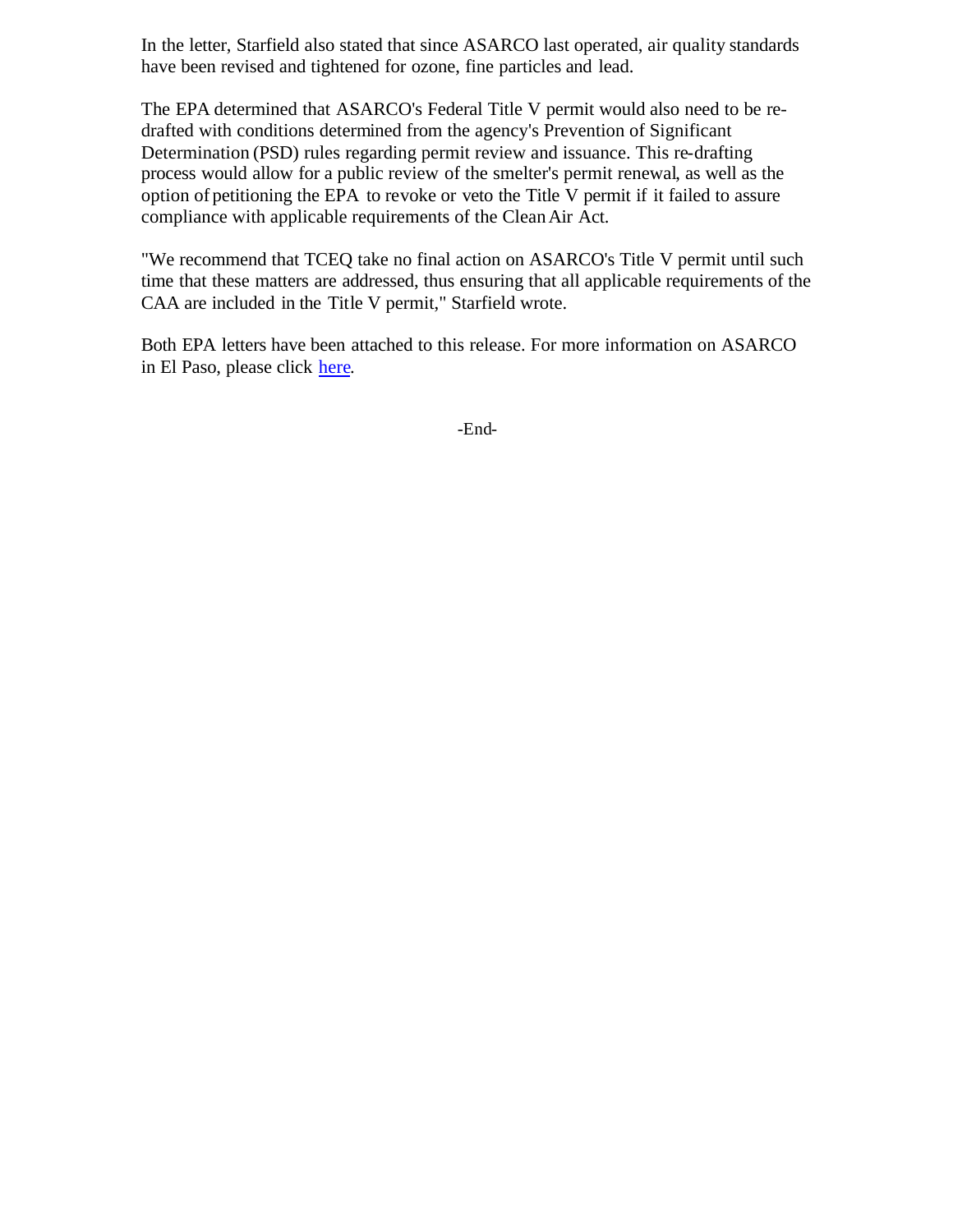In the letter, Starfield also stated that since ASARCO last operated, air quality standards have been revised and tightened for ozone, fine particles and lead.

The EPA determined that ASARCO's Federal Title V permit would also need to be re-drafted with conditions determined from the agency's Prevention of Significant Determination (PSD) rules regarding permit review and issuance. This re-drafting process would allow for a public review of the smelter's permit renewal, as well as the option of petitioning the EPA to revoke or veto the Title V permit if it failed to assure compliance with applicable requirements of the Clean Air Act.

"We recommend that TCEQ take no final action on ASARCO's Title V permit until such time that these matters are addressed, thus ensuring that all applicable requirements of the CAA are included in the Title V permit," Starfield wrote.

Both EPA letters have been attached to this release. For more information on ASARCO in El Paso, please click here.

-End-